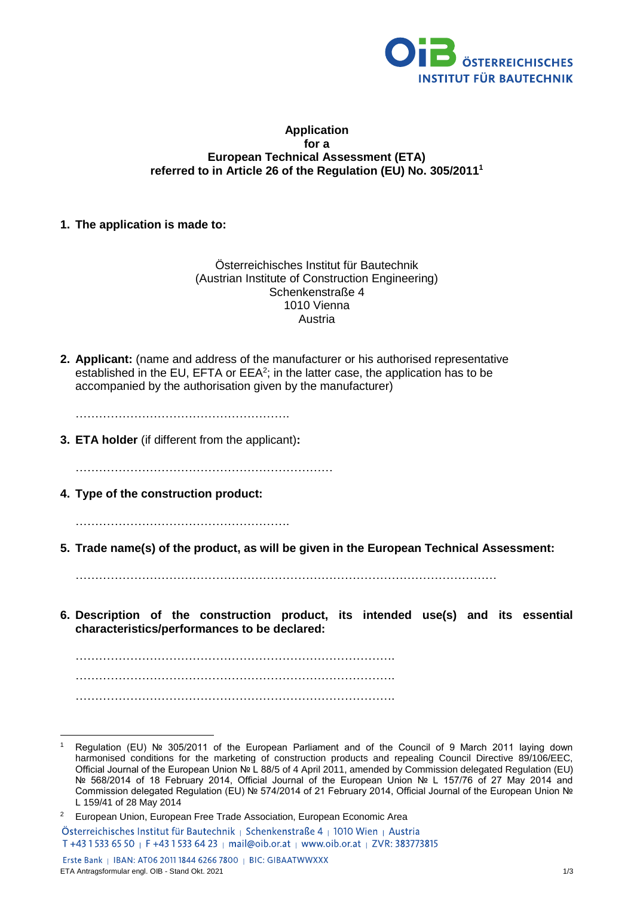# Application for a European Technical Assessment (ETA) referred to in Article 26 of the Regulation (EU) No. 305/2011[1]

**1. The application is made to:**

Österreichisches Institut für Bautechnik
(Austrian Institute of Construction Engineering)
Schenkenstraße 4
1010 Vienna
Austria

**2. Applicant:** (name and address of the manufacturer or his authorised representative established in the EU, EFTA or EEA[2]; in the latter case, the application has to be accompanied by the authorisation given by the manufacturer)

………………………………………………

**3. ETA holder** (if different from the applicant)**:**

…………………………………………………………

**4. Type of the construction product:**

………………………………………………

**5. Trade name(s) of the product, as will be given in the European Technical Assessment:**

………………………………………………………………………………………………

**6. Description of the construction product, its intended use(s) and its essential characteristics/performances to be declared:**

…………………………………………………………………………

…………………………………………………………………………

…………………………………………………………………………

---

[1] Regulation (EU) № 305/2011 of the European Parliament and of the Council of 9 March 2011 laying down harmonised conditions for the marketing of construction products and repealing Council Directive 89/106/EEC, Official Journal of the European Union № L 88/5 of 4 April 2011, amended by Commission delegated Regulation (EU) № 568/2014 of 18 February 2014, Official Journal of the European Union № L 157/76 of 27 May 2014 and Commission delegated Regulation (EU) № 574/2014 of 21 February 2014, Official Journal of the European Union № L 159/41 of 28 May 2014

[2] European Union, European Free Trade Association, European Economic Area

Österreichisches Institut für Bautechnik | Schenkenstraße 4 | 1010 Wien | Austria
T +43 1 533 65 50 | F +43 1 533 64 23 | mail@oib.or.at | www.oib.or.at | ZVR: 383773815

Erste Bank | IBAN: AT06 2011 1844 6266 7800 | BIC: GIBAATWWXXX

ETA Antragsformular engl. OIB - Stand Okt. 2021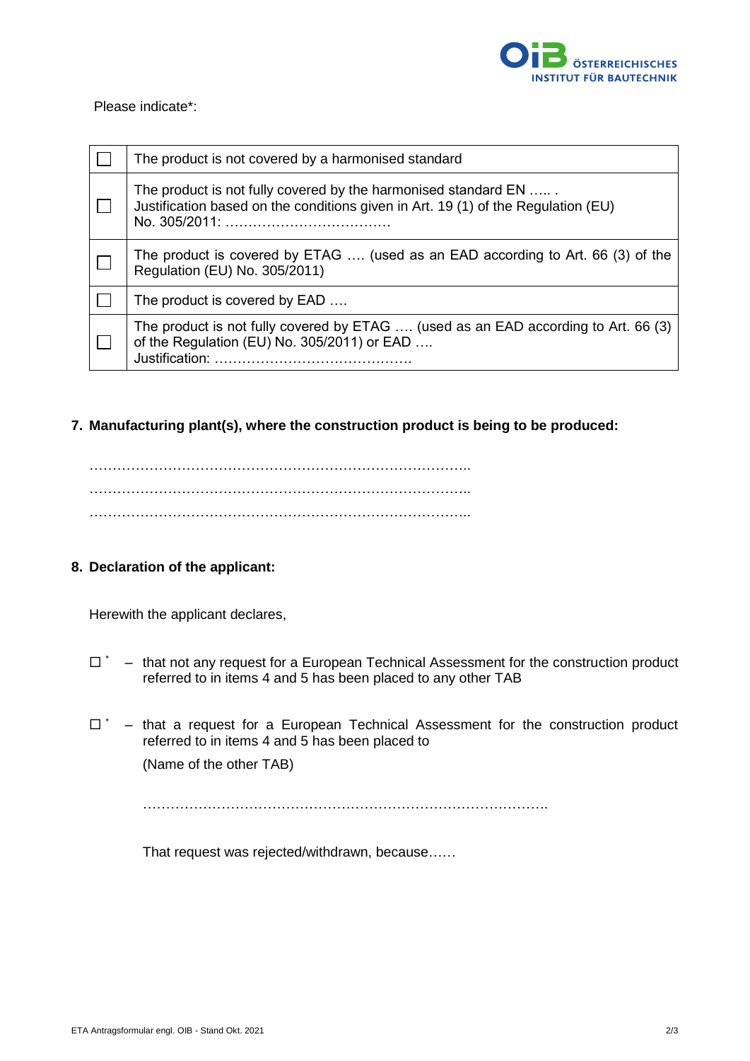Please indicate*:

| | |
|---|---|
| ☐ | The product is not covered by a harmonised standard |
| ☐ | The product is not fully covered by the harmonised standard EN ….. . Justification based on the conditions given in Art. 19 (1) of the Regulation (EU) No. 305/2011: ……………………………… |
| ☐ | The product is covered by ETAG …. (used as an EAD according to Art. 66 (3) of the Regulation (EU) No. 305/2011) |
| ☐ | The product is covered by EAD …. |
| ☐ | The product is not fully covered by ETAG …. (used as an EAD according to Art. 66 (3) of the Regulation (EU) No. 305/2011) or EAD …. Justification: ……………………………………. |

**7. Manufacturing plant(s), where the construction product is being to be produced:**

………………………………………………………………………..
………………………………………………………………………..
………………………………………………………………………..

**8. Declaration of the applicant:**

Herewith the applicant declares,

☐ * – that not any request for a European Technical Assessment for the construction product referred to in items 4 and 5 has been placed to any other TAB

☐ * – that a request for a European Technical Assessment for the construction product referred to in items 4 and 5 has been placed to

(Name of the other TAB)

…………………………………………………………………………….

That request was rejected/withdrawn, because……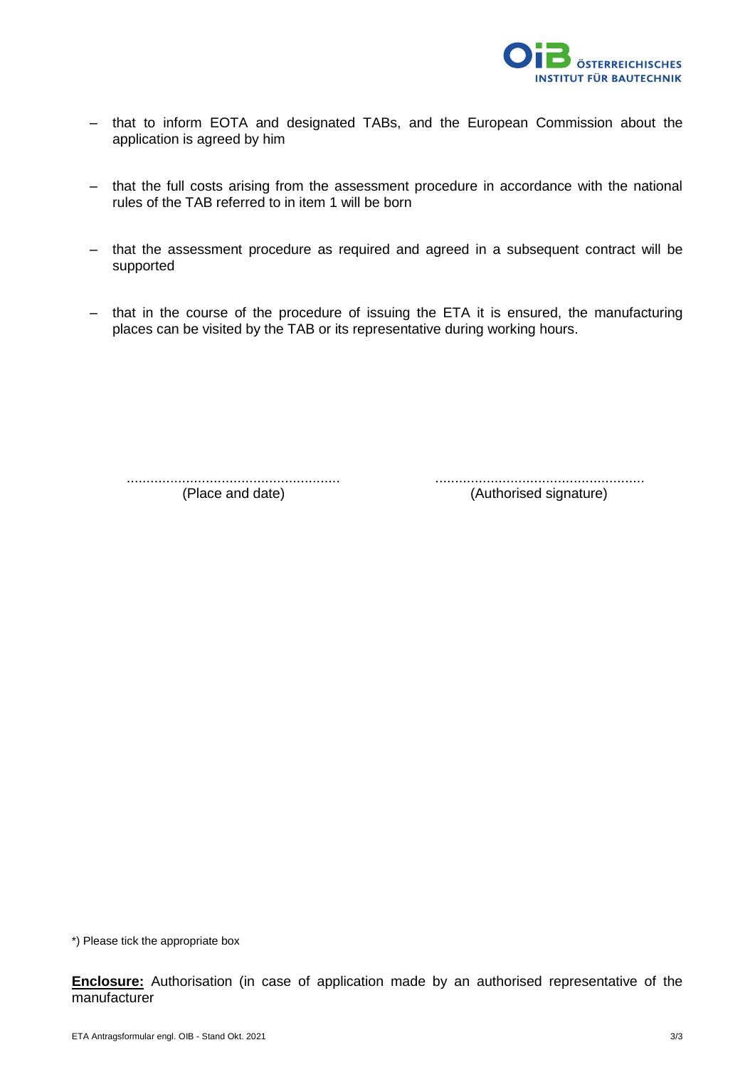- that to inform EOTA and designated TABs, and the European Commission about the application is agreed by him
- that the full costs arising from the assessment procedure in accordance with the national rules of the TAB referred to in item 1 will be born
- that the assessment procedure as required and agreed in a subsequent contract will be supported
- that in the course of the procedure of issuing the ETA it is ensured, the manufacturing places can be visited by the TAB or its representative during working hours.

| | |
|---|---|
| ...................................................... | ...................................................... |
| (Place and date) | (Authorised signature) |

*) Please tick the appropriate box

**Enclosure:** Authorisation (in case of application made by an authorised representative of the manufacturer

ETA Antragsformular engl. OIB - Stand Okt. 2021